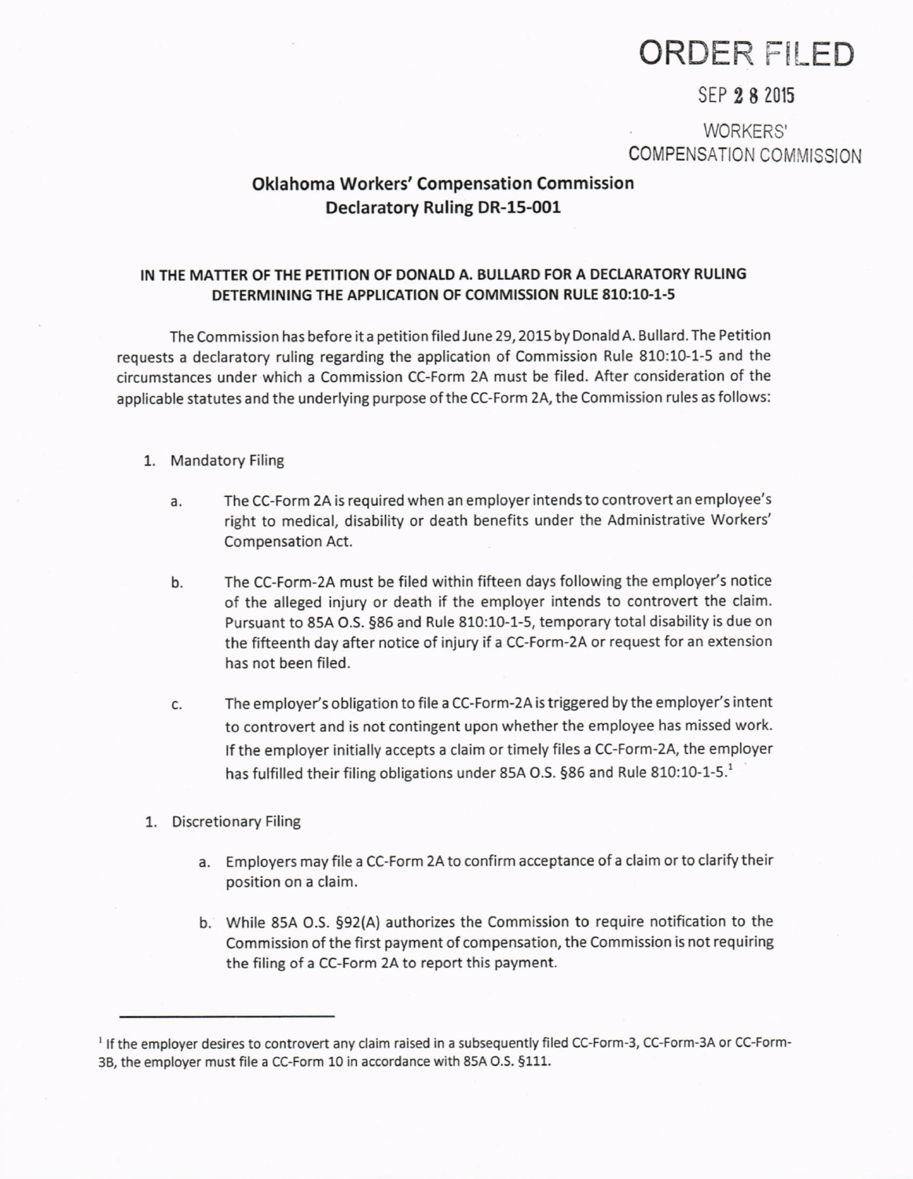**ORDER FILED**

SEP 28 2015

WORKERS' COMPENSATION COMMISSION

## Oklahoma Workers' Compensation Commission
## Declaratory Ruling DR-15-001

**IN THE MATTER OF THE PETITION OF DONALD A. BULLARD FOR A DECLARATORY RULING DETERMINING THE APPLICATION OF COMMISSION RULE 810:10-1-5**

The Commission has before it a petition filed June 29, 2015 by Donald A. Bullard. The Petition requests a declaratory ruling regarding the application of Commission Rule 810:10-1-5 and the circumstances under which a Commission CC-Form 2A must be filed. After consideration of the applicable statutes and the underlying purpose of the CC-Form 2A, the Commission rules as follows:

1. Mandatory Filing

   a. The CC-Form 2A is required when an employer intends to controvert an employee's right to medical, disability or death benefits under the Administrative Workers' Compensation Act.

   b. The CC-Form-2A must be filed within fifteen days following the employer's notice of the alleged injury or death if the employer intends to controvert the claim. Pursuant to 85A O.S. §86 and Rule 810:10-1-5, temporary total disability is due on the fifteenth day after notice of injury if a CC-Form-2A or request for an extension has not been filed.

   c. The employer's obligation to file a CC-Form-2A is triggered by the employer's intent to controvert and is not contingent upon whether the employee has missed work. If the employer initially accepts a claim or timely files a CC-Form-2A, the employer has fulfilled their filing obligations under 85A O.S. §86 and Rule 810:10-1-5.[1]

1. Discretionary Filing

   a. Employers may file a CC-Form 2A to confirm acceptance of a claim or to clarify their position on a claim.

   b. While 85A O.S. §92(A) authorizes the Commission to require notification to the Commission of the first payment of compensation, the Commission is not requiring the filing of a CC-Form 2A to report this payment.

---

[1] If the employer desires to controvert any claim raised in a subsequently filed CC-Form-3, CC-Form-3A or CC-Form-3B, the employer must file a CC-Form 10 in accordance with 85A O.S. §111.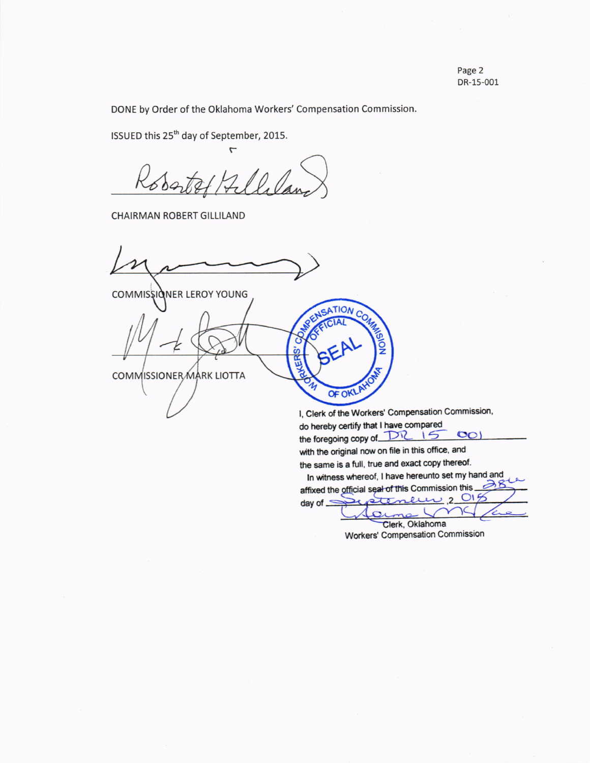DONE by Order of the Oklahoma Workers' Compensation Commission.

ISSUED this 25th day of September, 2015.

CHAIRMAN ROBERT GILLILAND

COMMISSIONER LEROY YOUNG

COMMISSIONER MARK LIOTTA

WORKERS' COMPENSATION COMMISSION OFFICIAL SEAL OF OKLAHOMA

I, Clerk of the Workers' Compensation Commission, do hereby certify that I have compared the foregoing copy of DR 15 001 with the original now on file in this office, and the same is a full, true and exact copy thereof.

In witness whereof, I have hereunto set my hand and affixed the official seal of this Commission this 28th day of September, 2015

Clerk, Oklahoma Workers' Compensation Commission